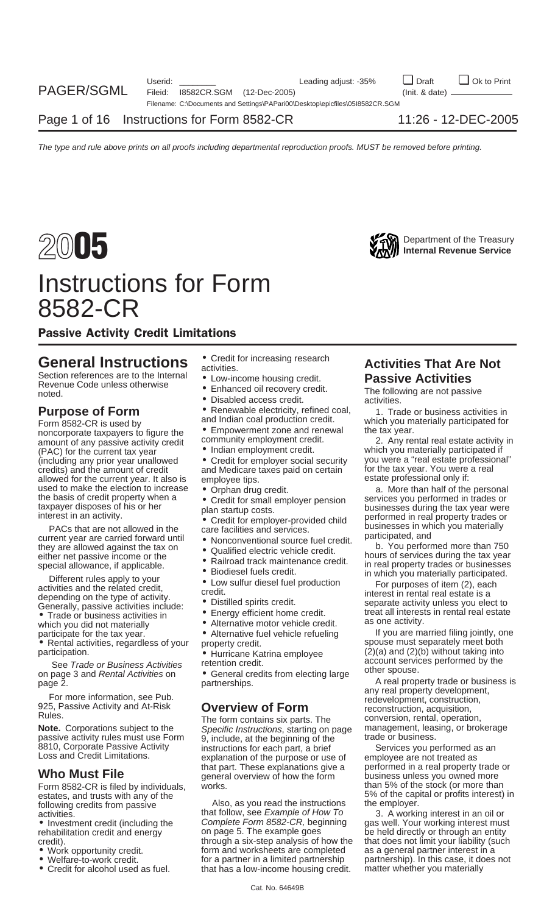# 2005 Instructions for Form 8582-CR

Department of the Treasury
Internal Revenue Service

## Passive Activity Credit Limitations

## General Instructions

Section references are to the Internal Revenue Code unless otherwise noted.

## Purpose of Form

Form 8582-CR is used by noncorporate taxpayers to figure the amount of any passive activity credit (PAC) for the current tax year (including any prior year unallowed credits) and the amount of credit allowed for the current year. It is also used to make the election to increase the basis of credit property when a taxpayer disposes of his or her interest in an activity.

PACs that are not allowed in the current year are carried forward until they are allowed against the tax on either net passive income or the special allowance, if applicable.

Different rules apply to your activities and the related credit, depending on the type of activity. Generally, passive activities include:

- Trade or business activities in which you did not materially participate for the tax year.
- Rental activities, regardless of your participation.

See *Trade or Business Activities* on page 3 and *Rental Activities* on page 2.

For more information, see Pub. 925, Passive Activity and At-Risk Rules.

**Note.** Corporations subject to the passive activity rules must use Form 8810, Corporate Passive Activity Loss and Credit Limitations.

## Who Must File

Form 8582-CR is filed by individuals, estates, and trusts with any of the following credits from passive activities.

- Investment credit (including the rehabilitation credit and energy credit).
- Work opportunity credit.
- Welfare-to-work credit.
- Credit for alcohol used as fuel.
- Credit for increasing research activities.
- Low-income housing credit.
- Enhanced oil recovery credit.
- Disabled access credit.
- Renewable electricity, refined coal, and Indian coal production credit.
- Empowerment zone and renewal community employment credit.
- Indian employment credit.
- Credit for employer social security and Medicare taxes paid on certain employee tips.
- Orphan drug credit.
- Credit for small employer pension plan startup costs.
- Credit for employer-provided child care facilities and services.
- Nonconventional source fuel credit.
- Qualified electric vehicle credit.
- Railroad track maintenance credit.
- Biodiesel fuels credit.
- Low sulfur diesel fuel production credit.
- Distilled spirits credit.
- Energy efficient home credit.
- Alternative motor vehicle credit.
- Alternative fuel vehicle refueling property credit.
- Hurricane Katrina employee retention credit.
- General credits from electing large partnerships.

## Overview of Form

The form contains six parts. The *Specific Instructions*, starting on page 9, include, at the beginning of the instructions for each part, a brief explanation of the purpose or use of that part. These explanations give a general overview of how the form works.

Also, as you read the instructions that follow, see *Example of How To Complete Form 8582-CR,* beginning on page 5. The example goes through a six-step analysis of how the form and worksheets are completed for a partner in a limited partnership that has a low-income housing credit.

## Activities That Are Not Passive Activities

The following are not passive activities.

1. Trade or business activities in which you materially participated for the tax year.

2. Any rental real estate activity in which you materially participated if you were a "real estate professional" for the tax year. You were a real estate professional only if:

a. More than half of the personal services you performed in trades or businesses during the tax year were performed in real property trades or businesses in which you materially participated, and

b. You performed more than 750 hours of services during the tax year in real property trades or businesses in which you materially participated.

For purposes of item (2), each interest in rental real estate is a separate activity unless you elect to treat all interests in rental real estate as one activity.

If you are married filing jointly, one spouse must separately meet both (2)(a) and (2)(b) without taking into account services performed by the other spouse.

A real property trade or business is any real property development, redevelopment, construction, reconstruction, acquisition, conversion, rental, operation, management, leasing, or brokerage trade or business.

Services you performed as an employee are not treated as performed in a real property trade or business unless you owned more than 5% of the stock (or more than 5% of the capital or profits interest) in the employer.

3. A working interest in an oil or gas well. Your working interest must be held directly or through an entity that does not limit your liability (such as a general partner interest in a partnership). In this case, it does not matter whether you materially

Cat. No. 64649B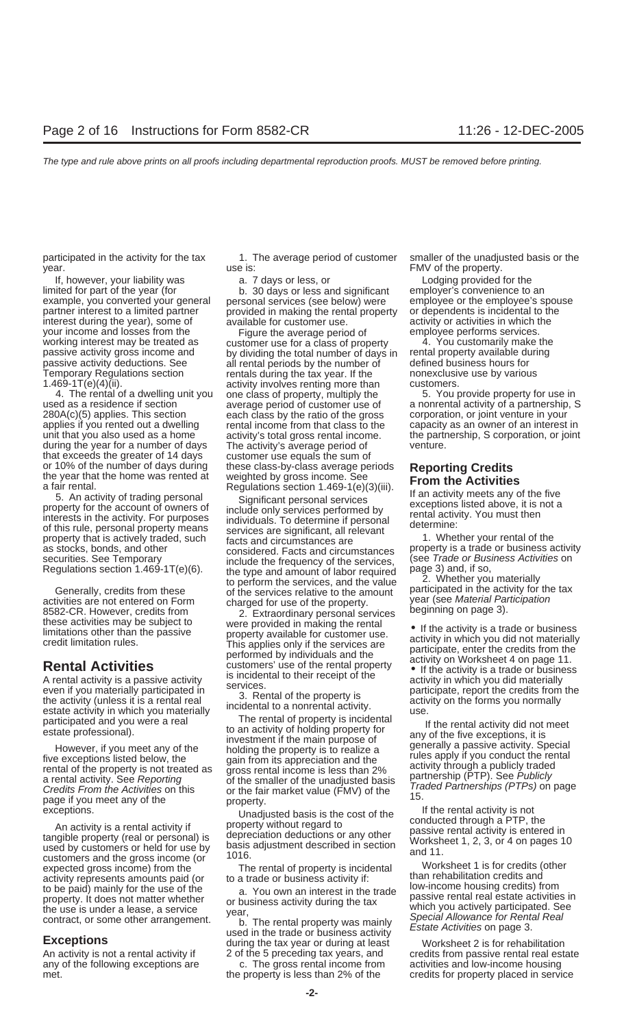participated in the activity for the tax year.

If, however, your liability was limited for part of the year (for example, you converted your general partner interest to a limited partner interest during the year), some of your income and losses from the working interest may be treated as passive activity gross income and passive activity deductions. See Temporary Regulations section 1.469-1T(e)(4)(ii).

4. The rental of a dwelling unit you used as a residence if section 280A(c)(5) applies. This section applies if you rented out a dwelling unit that you also used as a home during the year for a number of days that exceeds the greater of 14 days or 10% of the number of days during the year that the home was rented at a fair rental.

5. An activity of trading personal property for the account of owners of interests in the activity. For purposes of this rule, personal property means property that is actively traded, such as stocks, bonds, and other securities. See Temporary Regulations section 1.469-1T(e)(6).

Generally, credits from these activities are not entered on Form 8582-CR. However, credits from these activities may be subject to limitations other than the passive credit limitation rules.

## Rental Activities

A rental activity is a passive activity even if you materially participated in the activity (unless it is a rental real estate activity in which you materially participated and you were a real estate professional).

However, if you meet any of the five exceptions listed below, the rental of the property is not treated as a rental activity. See *Reporting Credits From the Activities* on this page if you meet any of the exceptions.

An activity is a rental activity if tangible property (real or personal) is used by customers or held for use by customers and the gross income (or expected gross income) from the activity represents amounts paid (or to be paid) mainly for the use of the property. It does not matter whether the use is under a lease, a service contract, or some other arrangement.

### Exceptions

An activity is not a rental activity if any of the following exceptions are met.

1. The average period of customer use is:

a. 7 days or less, or

b. 30 days or less and significant personal services (see below) were provided in making the rental property available for customer use.

Figure the average period of customer use for a class of property by dividing the total number of days in all rental periods by the number of rentals during the tax year. If the activity involves renting more than one class of property, multiply the average period of customer use of each class by the ratio of the gross rental income from that class to the activity's total gross rental income. The activity's average period of customer use equals the sum of these class-by-class average periods weighted by gross income. See Regulations section 1.469-1(e)(3)(iii).

Significant personal services include only services performed by individuals. To determine if personal services are significant, all relevant facts and circumstances are considered. Facts and circumstances include the frequency of the services, the type and amount of labor required to perform the services, and the value of the services relative to the amount charged for use of the property.

2. Extraordinary personal services were provided in making the rental property available for customer use. This applies only if the services are performed by individuals and the customers' use of the rental property is incidental to their receipt of the services.

3. Rental of the property is incidental to a nonrental activity.

The rental of property is incidental to an activity of holding property for investment if the main purpose of holding the property is to realize a gain from its appreciation and the gross rental income is less than 2% of the smaller of the unadjusted basis or the fair market value (FMV) of the property.

Unadjusted basis is the cost of the property without regard to depreciation deductions or any other basis adjustment described in section 1016.

The rental of property is incidental to a trade or business activity if:

a. You own an interest in the trade or business activity during the tax year,

b. The rental property was mainly used in the trade or business activity during the tax year or during at least 2 of the 5 preceding tax years, and

c. The gross rental income from the property is less than 2% of the smaller of the unadjusted basis or the FMV of the property.

Lodging provided for the employer's convenience to an employee or the employee's spouse or dependents is incidental to the activity or activities in which the employee performs services.

4. You customarily make the rental property available during defined business hours for nonexclusive use by various customers.

5. You provide property for use in a nonrental activity of a partnership, S corporation, or joint venture in your capacity as an owner of an interest in the partnership, S corporation, or joint venture.

## Reporting Credits From the Activities

If an activity meets any of the five exceptions listed above, it is not a rental activity. You must then determine:

1. Whether your rental of the property is a trade or business activity (see *Trade or Business Activities* on page 3) and, if so,

2. Whether you materially participated in the activity for the tax year (see *Material Participation* beginning on page 3).

- If the activity is a trade or business activity in which you did not materially participate, enter the credits from the activity on Worksheet 4 on page 11.
- If the activity is a trade or business activity in which you did materially participate, report the credits from the activity on the forms you normally use.

If the rental activity did not meet any of the five exceptions, it is generally a passive activity. Special rules apply if you conduct the rental activity through a publicly traded partnership (PTP). See *Publicly Traded Partnerships (PTPs)* on page 15.

If the rental activity is not conducted through a PTP, the passive rental activity is entered in Worksheet 1, 2, 3, or 4 on pages 10 and 11.

Worksheet 1 is for credits (other than rehabilitation credits and low-income housing credits) from passive rental real estate activities in which you actively participated. See *Special Allowance for Rental Real Estate Activities* on page 3.

Worksheet 2 is for rehabilitation credits from passive rental real estate activities and low-income housing credits for property placed in service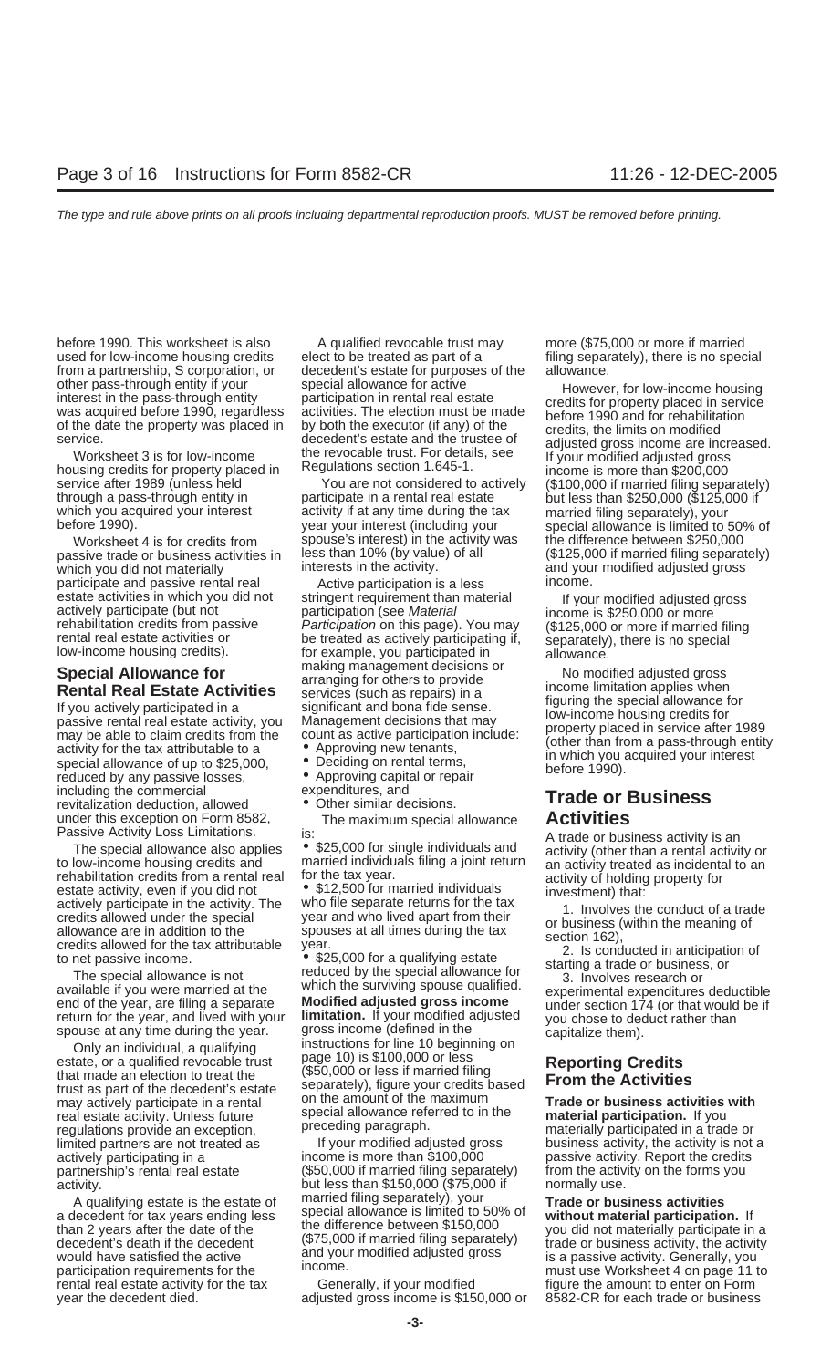before 1990. This worksheet is also used for low-income housing credits from a partnership, S corporation, or other pass-through entity if your interest in the pass-through entity was acquired before 1990, regardless of the date the property was placed in service.

Worksheet 3 is for low-income housing credits for property placed in service after 1989 (unless held through a pass-through entity in which you acquired your interest before 1990).

Worksheet 4 is for credits from passive trade or business activities in which you did not materially participate and passive rental real estate activities in which you did not actively participate (but not rehabilitation credits from passive rental real estate activities or low-income housing credits).

## Special Allowance for Rental Real Estate Activities

If you actively participated in a passive rental real estate activity, you may be able to claim credits from the activity for the tax attributable to a special allowance of up to $25,000, reduced by any passive losses, including the commercial revitalization deduction, allowed under this exception on Form 8582, Passive Activity Loss Limitations.

The special allowance also applies to low-income housing credits and rehabilitation credits from a rental real estate activity, even if you did not actively participate in the activity. The credits allowed under the special allowance are in addition to the credits allowed for the tax attributable to net passive income.

The special allowance is not available if you were married at the end of the year, are filing a separate return for the year, and lived with your spouse at any time during the year.

Only an individual, a qualifying estate, or a qualified revocable trust that made an election to treat the trust as part of the decedent's estate may actively participate in a rental real estate activity. Unless future regulations provide an exception, limited partners are not treated as actively participating in a partnership's rental real estate activity.

A qualifying estate is the estate of a decedent for tax years ending less than 2 years after the date of the decedent's death if the decedent would have satisfied the active participation requirements for the rental real estate activity for the tax year the decedent died.

A qualified revocable trust may elect to be treated as part of a decedent's estate for purposes of the special allowance for active participation in rental real estate activities. The election must be made by both the executor (if any) of the decedent's estate and the trustee of the revocable trust. For details, see Regulations section 1.645-1.

You are not considered to actively participate in a rental real estate activity if at any time during the tax year your interest (including your spouse's interest) in the activity was less than 10% (by value) of all interests in the activity.

Active participation is a less stringent requirement than material participation (see *Material Participation* on this page). You may be treated as actively participating if, for example, you participated in making management decisions or arranging for others to provide services (such as repairs) in a significant and bona fide sense. Management decisions that may count as active participation include:

- Approving new tenants,
- Deciding on rental terms,
- Approving capital or repair expenditures, and
- Other similar decisions.

The maximum special allowance is:

- $25,000 for single individuals and married individuals filing a joint return for the tax year.
- $12,500 for married individuals who file separate returns for the tax year and who lived apart from their spouses at all times during the tax year.
- $25,000 for a qualifying estate reduced by the special allowance for which the surviving spouse qualified.

**Modified adjusted gross income limitation.** If your modified adjusted gross income (defined in the instructions for line 10 beginning on page 10) is $100,000 or less ($50,000 or less if married filing separately), figure your credits based on the amount of the maximum special allowance referred to in the preceding paragraph.

If your modified adjusted gross income is more than $100,000 ($50,000 if married filing separately) but less than $150,000 ($75,000 if married filing separately), your special allowance is limited to 50% of the difference between $150,000 ($75,000 if married filing separately) and your modified adjusted gross income.

Generally, if your modified adjusted gross income is $150,000 or more ($75,000 or more if married filing separately), there is no special allowance.

However, for low-income housing credits for property placed in service before 1990 and for rehabilitation credits, the limits on modified adjusted gross income are increased. If your modified adjusted gross income is more than $200,000 ($100,000 if married filing separately) but less than $250,000 ($125,000 if married filing separately), your special allowance is limited to 50% of the difference between $250,000 ($125,000 if married filing separately) and your modified adjusted gross income.

If your modified adjusted gross income is $250,000 or more ($125,000 or more if married filing separately), there is no special allowance.

No modified adjusted gross income limitation applies when figuring the special allowance for low-income housing credits for property placed in service after 1989 (other than from a pass-through entity in which you acquired your interest before 1990).

## Trade or Business Activities

A trade or business activity is an activity (other than a rental activity or an activity treated as incidental to an activity of holding property for investment) that:

1. Involves the conduct of a trade or business (within the meaning of section 162),
2. Is conducted in anticipation of starting a trade or business, or
3. Involves research or experimental expenditures deductible under section 174 (or that would be if you chose to deduct rather than capitalize them).

## Reporting Credits From the Activities

**Trade or business activities with material participation.** If you materially participated in a trade or business activity, the activity is not a passive activity. Report the credits from the activity on the forms you normally use.

**Trade or business activities without material participation.** If you did not materially participate in a trade or business activity, the activity is a passive activity. Generally, you must use Worksheet 4 on page 11 to figure the amount to enter on Form 8582-CR for each trade or business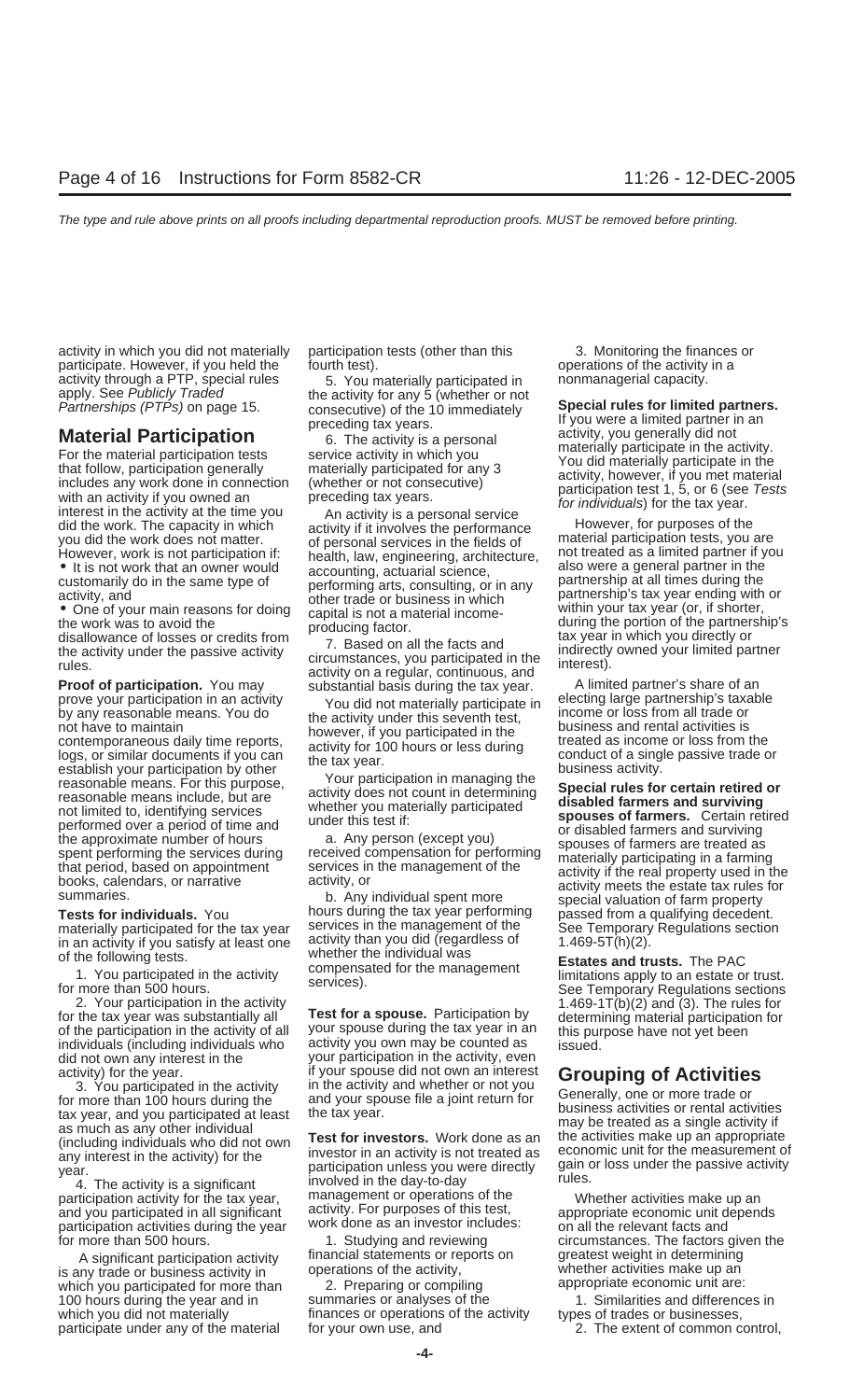activity in which you did not materially participate. However, if you held the activity through a PTP, special rules apply. See *Publicly Traded Partnerships (PTPs)* on page 15.

## Material Participation

For the material participation tests that follow, participation generally includes any work done in connection with an activity if you owned an interest in the activity at the time you did the work. The capacity in which you did the work does not matter. However, work is not participation if:

- It is not work that an owner would customarily do in the same type of activity, and
- One of your main reasons for doing the work was to avoid the disallowance of losses or credits from the activity under the passive activity rules.

**Proof of participation.** You may prove your participation in an activity by any reasonable means. You do not have to maintain contemporaneous daily time reports, logs, or similar documents if you can establish your participation by other reasonable means. For this purpose, reasonable means include, but are not limited to, identifying services performed over a period of time and the approximate number of hours spent performing the services during that period, based on appointment books, calendars, or narrative summaries.

**Tests for individuals.** You materially participated for the tax year in an activity if you satisfy at least one of the following tests.

1. You participated in the activity for more than 500 hours.
2. Your participation in the activity for the tax year was substantially all of the participation in the activity of all individuals (including individuals who did not own any interest in the activity) for the year.
3. You participated in the activity for more than 100 hours during the tax year, and you participated at least as much as any other individual (including individuals who did not own any interest in the activity) for the year.
4. The activity is a significant participation activity for the tax year, and you participated in all significant participation activities during the year for more than 500 hours.

A significant participation activity is any trade or business activity in which you participated for more than 100 hours during the year and in which you did not materially participate under any of the material participation tests (other than this fourth test).

5. You materially participated in the activity for any 5 (whether or not consecutive) of the 10 immediately preceding tax years.
6. The activity is a personal service activity in which you materially participated for any 3 (whether or not consecutive) preceding tax years.

An activity is a personal service activity if it involves the performance of personal services in the fields of health, law, engineering, architecture, accounting, actuarial science, performing arts, consulting, or in any other trade or business in which capital is not a material income-producing factor.

7. Based on all the facts and circumstances, you participated in the activity on a regular, continuous, and substantial basis during the tax year.

You did not materially participate in the activity under this seventh test, however, if you participated in the activity for 100 hours or less during the tax year.

Your participation in managing the activity does not count in determining whether you materially participated under this test if:

a. Any person (except you) received compensation for performing services in the management of the activity, or

b. Any individual spent more hours during the tax year performing services in the management of the activity than you did (regardless of whether the individual was compensated for the management services).

**Test for a spouse.** Participation by your spouse during the tax year in an activity you own may be counted as your participation in the activity, even if your spouse did not own an interest in the activity and whether or not you and your spouse file a joint return for the tax year.

**Test for investors.** Work done as an investor in an activity is not treated as participation unless you were directly involved in the day-to-day management or operations of the activity. For purposes of this test, work done as an investor includes:

1. Studying and reviewing financial statements or reports on operations of the activity,
2. Preparing or compiling summaries or analyses of the finances or operations of the activity for your own use, and
3. Monitoring the finances or operations of the activity in a nonmanagerial capacity.

**Special rules for limited partners.** If you were a limited partner in an activity, you generally did not materially participate in the activity. You did materially participate in the activity, however, if you met material participation test 1, 5, or 6 (see *Tests for individuals*) for the tax year.

However, for purposes of the material participation tests, you are not treated as a limited partner if you also were a general partner in the partnership at all times during the partnership's tax year ending with or within your tax year (or, if shorter, during the portion of the partnership's tax year in which you directly or indirectly owned your limited partner interest).

A limited partner's share of an electing large partnership's taxable income or loss from all trade or business and rental activities is treated as income or loss from the conduct of a single passive trade or business activity.

**Special rules for certain retired or disabled farmers and surviving spouses of farmers.** Certain retired or disabled farmers and surviving spouses of farmers are treated as materially participating in a farming activity if the real property used in the activity meets the estate tax rules for special valuation of farm property passed from a qualifying decedent. See Temporary Regulations section 1.469-5T(h)(2).

**Estates and trusts.** The PAC limitations apply to an estate or trust. See Temporary Regulations sections 1.469-1T(b)(2) and (3). The rules for determining material participation for this purpose have not yet been issued.

## Grouping of Activities

Generally, one or more trade or business activities or rental activities may be treated as a single activity if the activities make up an appropriate economic unit for the measurement of gain or loss under the passive activity rules.

Whether activities make up an appropriate economic unit depends on all the relevant facts and circumstances. The factors given the greatest weight in determining whether activities make up an appropriate economic unit are:

1. Similarities and differences in types of trades or businesses,
2. The extent of common control,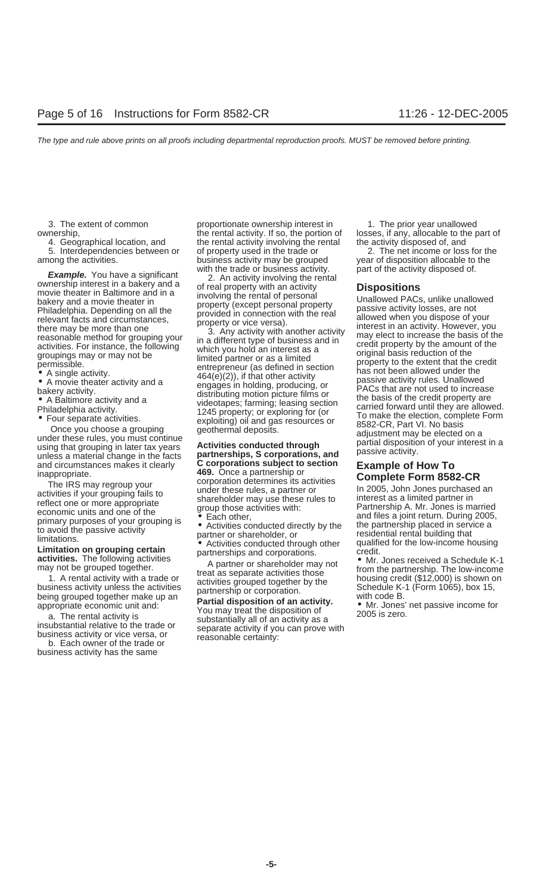3. The extent of common ownership,

4. Geographical location, and

5. Interdependencies between or among the activities.

***Example.*** You have a significant ownership interest in a bakery and a movie theater in Baltimore and in a bakery and a movie theater in Philadelphia. Depending on all the relevant facts and circumstances, there may be more than one reasonable method for grouping your activities. For instance, the following groupings may or may not be permissible.

- A single activity.
- A movie theater activity and a bakery activity.
- A Baltimore activity and a Philadelphia activity.
- Four separate activities.

Once you choose a grouping under these rules, you must continue using that grouping in later tax years unless a material change in the facts and circumstances makes it clearly inappropriate.

The IRS may regroup your activities if your grouping fails to reflect one or more appropriate economic units and one of the primary purposes of your grouping is to avoid the passive activity limitations.

**Limitation on grouping certain activities.** The following activities may not be grouped together.

1. A rental activity with a trade or business activity unless the activities being grouped together make up an appropriate economic unit and:

a. The rental activity is insubstantial relative to the trade or business activity or vice versa, or

b. Each owner of the trade or business activity has the same proportionate ownership interest in the rental activity. If so, the portion of the rental activity involving the rental of property used in the trade or business activity may be grouped with the trade or business activity.

2. An activity involving the rental of real property with an activity involving the rental of personal property (except personal property provided in connection with the real property or vice versa).

3. Any activity with another activity in a different type of business and in which you hold an interest as a limited partner or as a limited entrepreneur (as defined in section 464(e)(2)), if that other activity engages in holding, producing, or distributing motion picture films or videotapes; farming; leasing section 1245 property; or exploring for (or exploiting) oil and gas resources or geothermal deposits.

**Activities conducted through partnerships, S corporations, and C corporations subject to section 469.** Once a partnership or corporation determines its activities under these rules, a partner or shareholder may use these rules to group those activities with:

- Each other,
- Activities conducted directly by the partner or shareholder, or
- Activities conducted through other partnerships and corporations.

A partner or shareholder may not treat as separate activities those activities grouped together by the partnership or corporation.

**Partial disposition of an activity.** You may treat the disposition of substantially all of an activity as a separate activity if you can prove with reasonable certainty:

1. The prior year unallowed losses, if any, allocable to the part of the activity disposed of, and

2. The net income or loss for the year of disposition allocable to the part of the activity disposed of.

## Dispositions

Unallowed PACs, unlike unallowed passive activity losses, are not allowed when you dispose of your interest in an activity. However, you may elect to increase the basis of the credit property by the amount of the original basis reduction of the property to the extent that the credit has not been allowed under the passive activity rules. Unallowed PACs that are not used to increase the basis of the credit property are carried forward until they are allowed. To make the election, complete Form 8582-CR, Part VI. No basis adjustment may be elected on a partial disposition of your interest in a passive activity.

## Example of How To Complete Form 8582-CR

In 2005, John Jones purchased an interest as a limited partner in Partnership A. Mr. Jones is married and files a joint return. During 2005, the partnership placed in service a residential rental building that qualified for the low-income housing credit.

- Mr. Jones received a Schedule K-1 from the partnership. The low-income housing credit ($12,000) is shown on Schedule K-1 (Form 1065), box 15, with code B.
- Mr. Jones' net passive income for 2005 is zero.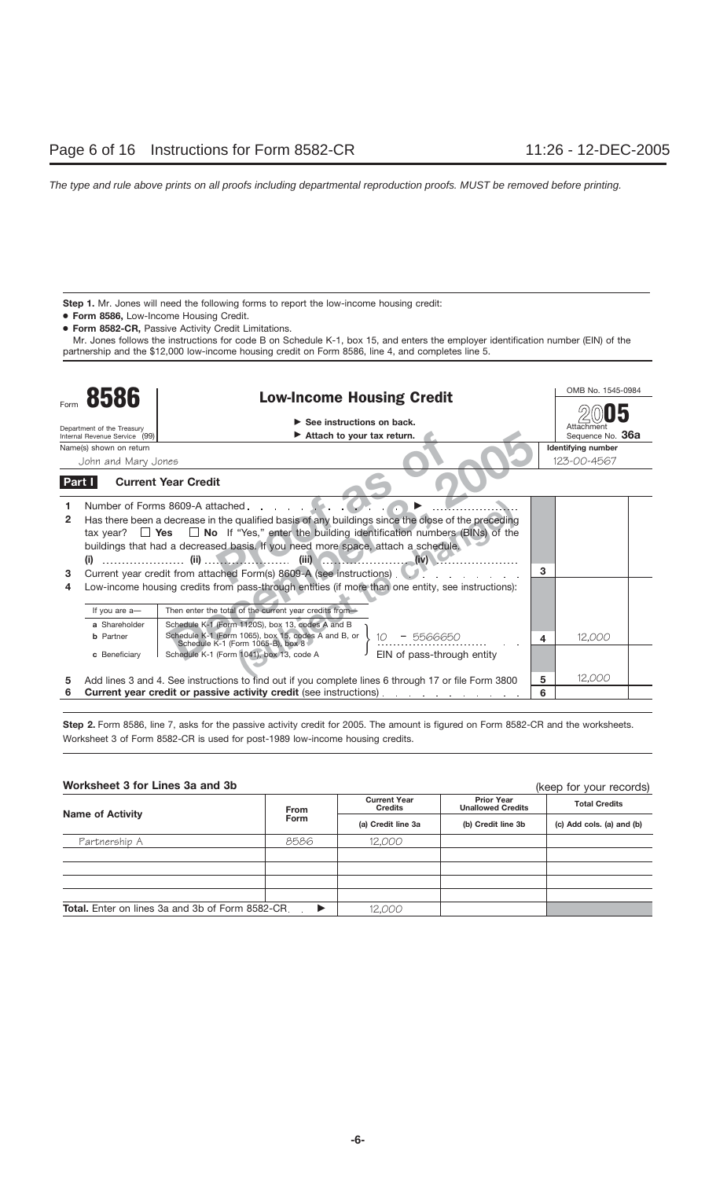**Step 1.** Mr. Jones will need the following forms to report the low-income housing credit:

- **Form 8586,** Low-Income Housing Credit.
- **Form 8582-CR,** Passive Activity Credit Limitations.

Mr. Jones follows the instructions for code B on Schedule K-1, box 15, and enters the employer identification number (EIN) of the partnership and the $12,000 low-income housing credit on Form 8586, line 4, and completes line 5.

Form **8586** — Department of the Treasury, Internal Revenue Service (99)

## Low-Income Housing Credit

▶ See instructions on back.
▶ Attach to your tax return.

OMB No. 1545-0984 — 2005 — Attachment Sequence No. **36a**

Name(s) shown on return: John and Mary Jones — Identifying number: 123-00-4567

**Part I — Current Year Credit**

| Line | Description | | Amount |
|---|---|---|---|
| 1 | Number of Forms 8609-A attached ▶ | | |
| 2 | Has there been a decrease in the qualified basis of any buildings since the close of the preceding tax year? ☐ **Yes** ☐ **No** If "Yes," enter the building identification numbers (BINs) of the buildings that had a decreased basis. If you need more space, attach a schedule. **(i)** ........ **(ii)** ........ **(iii)** ........ **(iv)** ........ | | |
| 3 | Current year credit from attached Form(s) 8609-A (see instructions) | 3 | |
| 4 | Low-income housing credits from pass-through entities (if more than one entity, see instructions): If you are a— **a** Shareholder: Schedule K-1 (Form 1120S), box 13, codes A and B; **b** Partner: Schedule K-1 (Form 1065), box 15, codes A and B, or Schedule K-1 (Form 1065-B), box 8; **c** Beneficiary: Schedule K-1 (Form 1041), box 13, code A — Then enter the total of the current year credits from— EIN of pass-through entity: 10 – 5566650 | 4 | 12,000 |
| 5 | Add lines 3 and 4. See instructions to find out if you complete lines 6 through 17 or file Form 3800 | 5 | 12,000 |
| 6 | **Current year credit or passive activity credit** (see instructions) | 6 | |

**Step 2.** Form 8586, line 7, asks for the passive activity credit for 2005. The amount is figured on Form 8582-CR and the worksheets. Worksheet 3 of Form 8582-CR is used for post-1989 low-income housing credits.

**Worksheet 3 for Lines 3a and 3b** (keep for your records)

| Name of Activity | From Form | Current Year Credits (a) Credit line 3a | Prior Year Unallowed Credits (b) Credit line 3b | Total Credits (c) Add cols. (a) and (b) |
|---|---|---|---|---|
| Partnership A | 8586 | 12,000 | | |
| | | | | |
| | | | | |
| | | | | |
| | | | | |
| **Total.** Enter on lines 3a and 3b of Form 8582-CR ▶ | | 12,000 | | |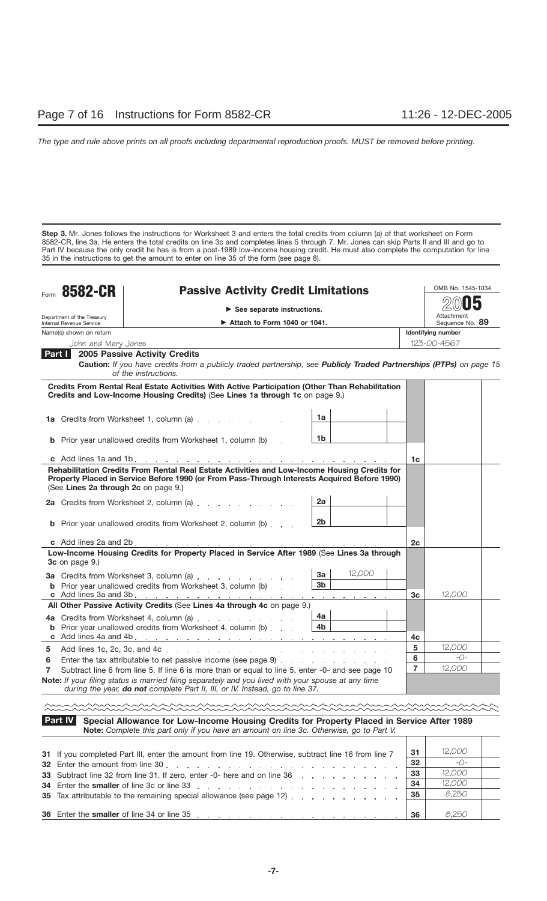**Step 3.** Mr. Jones follows the instructions for Worksheet 3 and enters the total credits from column (a) of that worksheet on Form 8582-CR, line 3a. He enters the total credits on line 3c and completes lines 5 through 7. Mr. Jones can skip Parts II and III and go to Part IV because the only credit he has is from a post-1989 low-income housing credit. He must also complete the computation for line 35 in the instructions to get the amount to enter on line 35 of the form (see page 8).

Form **8582-CR** — **Passive Activity Credit Limitations**

► See separate instructions.
► Attach to Form 1040 or 1041.

Department of the Treasury
Internal Revenue Service

OMB No. 1545-1034
**2005**
Attachment Sequence No. **89**

Name(s) shown on return: John and Mary Jones
Identifying number: 123-00-4567

**Part I — 2005 Passive Activity Credits**

*Caution: If you have credits from a publicly traded partnership, see **Publicly Traded Partnerships (PTPs)** on page 15 of the instructions.*

| Line | Description | Sub-line | Amount | Line | Amount |
|---|---|---|---|---|---|
| | **Credits From Rental Real Estate Activities With Active Participation (Other Than Rehabilitation Credits and Low-Income Housing Credits)** (See **Lines 1a through 1c** on page 9.) | | | | |
| 1a | Credits from Worksheet 1, column (a) | 1a | | | |
| b | Prior year unallowed credits from Worksheet 1, column (b) | 1b | | | |
| c | Add lines 1a and 1b | | | 1c | |
| | **Rehabilitation Credits From Rental Real Estate Activities and Low-Income Housing Credits for Property Placed in Service Before 1990 (or From Pass-Through Interests Acquired Before 1990)** (See **Lines 2a through 2c** on page 9.) | | | | |
| 2a | Credits from Worksheet 2, column (a) | 2a | | | |
| b | Prior year unallowed credits from Worksheet 2, column (b) | 2b | | | |
| c | Add lines 2a and 2b | | | 2c | |
| | **Low-Income Housing Credits for Property Placed in Service After 1989** (See **Lines 3a through 3c** on page 9.) | | | | |
| 3a | Credits from Worksheet 3, column (a) | 3a | 12,000 | | |
| b | Prior year unallowed credits from Worksheet 3, column (b) | 3b | | | |
| c | Add lines 3a and 3b | | | 3c | 12,000 |
| | **All Other Passive Activity Credits** (See **Lines 4a through 4c** on page 9.) | | | | |
| 4a | Credits from Worksheet 4, column (a) | 4a | | | |
| b | Prior year unallowed credits from Worksheet 4, column (b) | 4b | | | |
| c | Add lines 4a and 4b | | | 4c | |
| 5 | Add lines 1c, 2c, 3c, and 4c | | | 5 | 12,000 |
| 6 | Enter the tax attributable to net passive income (see page 9) | | | 6 | -0- |
| 7 | Subtract line 6 from line 5. If line 6 is more than or equal to line 5, enter -0- and see page 10 | | | 7 | 12,000 |

**Note:** *If your filing status is married filing separately and you lived with your spouse at any time during the year, **do not** complete Part II, III, or IV. Instead, go to line 37.*

**Part IV — Special Allowance for Low-Income Housing Credits for Property Placed in Service After 1989**

**Note:** *Complete this part only if you have an amount on line 3c. Otherwise, go to Part V.*

| Line | Description | Line | Amount |
|---|---|---|---|
| 31 | If you completed Part III, enter the amount from line 19. Otherwise, subtract line 16 from line 7 | 31 | 12,000 |
| 32 | Enter the amount from line 30 | 32 | -0- |
| 33 | Subtract line 32 from line 31. If zero, enter -0- here and on line 36 | 33 | 12,000 |
| 34 | Enter the **smaller** of line 3c or line 33 | 34 | 12,000 |
| 35 | Tax attributable to the remaining special allowance (see page 12) | 35 | 8,250 |
| 36 | Enter the **smaller** of line 34 or line 35 | 36 | 8,250 |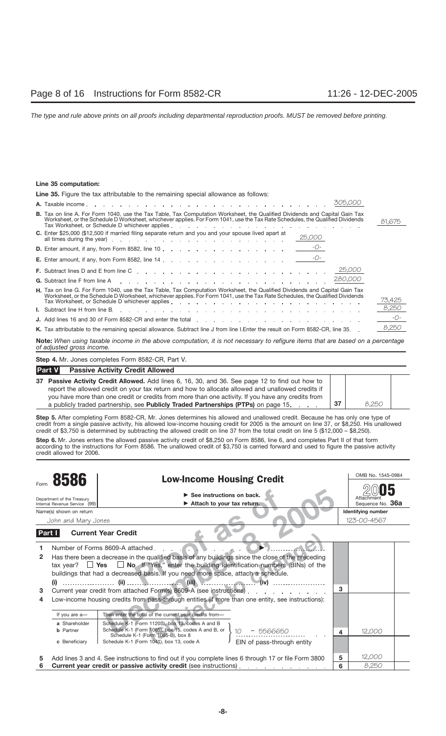**Line 35 computation:**

**Line 35.** Figure the tax attributable to the remaining special allowance as follows:

| | | | |
|---|---|---|---|
| **A.** Taxable income | | 305,000 | |
| **B.** Tax on line A. For Form 1040, use the Tax Table, Tax Computation Worksheet, the Qualified Dividends and Capital Gain Tax Worksheet, or the Schedule D Worksheet, whichever applies. For Form 1041, use the Tax Rate Schedules, the Qualified Dividends Tax Worksheet, or Schedule D whichever applies | | | 81,675 |
| **C.** Enter $25,000 ($12,500 if married filing separate return and you and your spouse lived apart at all times during the year) | 25,000 | | |
| **D.** Enter amount, if any, from Form 8582, line 10 | -0- | | |
| **E.** Enter amount, if any, from Form 8582, line 14 | -0- | | |
| **F.** Subtract lines D and E from line C | | 25,000 | |
| **G.** Subtract line F from line A | | 280,000 | |
| **H.** Tax on line G. For Form 1040, use the Tax Table, Tax Computation Worksheet, the Qualified Dividends and Capital Gain Tax Worksheet, or the Schedule D Worksheet, whichever applies. For Form 1041, use the Tax Rate Schedules, the Qualified Dividends Tax Worksheet, or Schedule D whichever applies | | | 73,425 |
| **I.** Subtract line H from line B | | | 8,250 |
| **J.** Add lines 16 and 30 of Form 8582-CR and enter the total | | | -0- |
| **K.** Tax attributable to the remaining special allowance. Subtract line J from line I.Enter the result on Form 8582-CR, line 35 | | | 8,250 |

**Note:** *When using taxable income in the above computation, it is not necessary to refigure items that are based on a percentage of adjusted gross income.*

**Step 4.** Mr. Jones completes Form 8582-CR, Part V.

**Part V — Passive Activity Credit Allowed**

| | | | |
|---|---|---|---|
| **37** | **Passive Activity Credit Allowed.** Add lines 6, 16, 30, and 36. See page 12 to find out how to report the allowed credit on your tax return and how to allocate allowed and unallowed credits if you have more than one credit or credits from more than one activity. If you have any credits from a publicly traded partnership, see **Publicly Traded Partnerships (PTPs)** on page 15. | **37** | 8,250 |

**Step 5.** After completing Form 8582-CR, Mr. Jones determines his allowed and unallowed credit. Because he has only one type of credit from a single passive activity, his allowed low-income housing credit for 2005 is the amount on line 37, or $8,250. His unallowed credit of $3,750 is determined by subtracting the allowed credit on line 37 from the total credit on line 5 ($12,000 – $8,250).

**Step 6.** Mr. Jones enters the allowed passive activity credit of $8,250 on Form 8586, line 6, and completes Part II of that form according to the instructions for Form 8586. The unallowed credit of $3,750 is carried forward and used to figure the passive activity credit allowed for 2006.

---

Form **8586** — **Low-Income Housing Credit** — OMB No. 1545-0984 — **2005**

Department of the Treasury, Internal Revenue Service (99) — ► See instructions on back. ► Attach to your tax return. — Attachment Sequence No. **36a**

Name(s) shown on return: John and Mary Jones — **Identifying number:** 123-00-4567

**Part I — Current Year Credit**

| | | | |
|---|---|---|---|
| **1** | Number of Forms 8609-A attached ► | | |
| **2** | Has there been a decrease in the qualified basis of any buildings since the close of the preceding tax year? ☐ **Yes** ☐ **No** If "Yes," enter the building identification numbers (BINs) of the buildings that had a decreased basis. If you need more space, attach a schedule. (i) ........ (ii) ........ (iii) ........ (iv) ........ | | |
| **3** | Current year credit from attached Form(s) 8609-A (see instructions) | **3** | |
| **4** | Low-income housing credits from pass-through entities (if more than one entity, see instructions): If you are a— **a** Shareholder: Schedule K-1 (Form 1120S), box 13, codes A and B; **b** Partner: Schedule K-1 (Form 1065), box 15, codes A and B, or Schedule K-1 (Form 1065-B), box 8; **c** Beneficiary: Schedule K-1 (Form 1041), box 13, code A — Then enter the total of the current year credits from— EIN of pass-through entity: 10 – 5566650 | **4** | 12,000 |
| **5** | Add lines 3 and 4. See instructions to find out if you complete lines 6 through 17 or file Form 3800 | **5** | 12,000 |
| **6** | **Current year credit or passive activity credit** (see instructions) | **6** | 8,250 |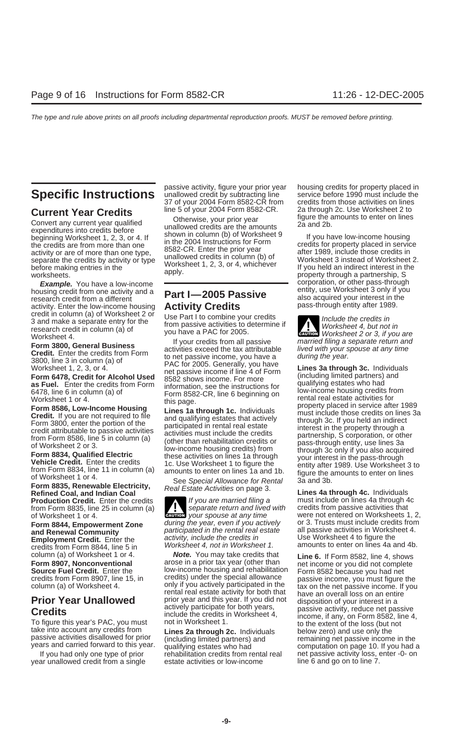# Specific Instructions

## Current Year Credits

Convert any current year qualified expenditures into credits before beginning Worksheet 1, 2, 3, or 4. If the credits are from more than one activity or are of more than one type, separate the credits by activity or type before making entries in the worksheets.

***Example.*** You have a low-income housing credit from one activity and a research credit from a different activity. Enter the low-income housing credit in column (a) of Worksheet 2 or 3 and make a separate entry for the research credit in column (a) of Worksheet 4.

**Form 3800, General Business Credit.** Enter the credits from Form 3800, line 3 in column (a) of Worksheet 1, 2, 3, or 4.

**Form 6478, Credit for Alcohol Used as Fuel.** Enter the credits from Form 6478, line 6 in column (a) of Worksheet 1 or 4.

**Form 8586, Low-Income Housing Credit.** If you are not required to file Form 3800, enter the portion of the credit attributable to passive activities from Form 8586, line 5 in column (a) of Worksheet 2 or 3.

**Form 8834, Qualified Electric Vehicle Credit.** Enter the credits from Form 8834, line 11 in column (a) of Worksheet 1 or 4.

**Form 8835, Renewable Electricity, Refined Coal, and Indian Coal Production Credit.** Enter the credits from Form 8835, line 25 in column (a) of Worksheet 1 or 4.

**Form 8844, Empowerment Zone and Renewal Community Employment Credit.** Enter the credits from Form 8844, line 5 in column (a) of Worksheet 1 or 4.

**Form 8907, Nonconventional Source Fuel Credit.** Enter the credits from Form 8907, line 15, in column (a) of Worksheet 4.

## Prior Year Unallowed Credits

To figure this year's PAC, you must take into account any credits from passive activities disallowed for prior years and carried forward to this year.

If you had only one type of prior year unallowed credit from a single passive activity, figure your prior year unallowed credit by subtracting line 37 of your 2004 Form 8582-CR from line 5 of your 2004 Form 8582-CR.

Otherwise, your prior year unallowed credits are the amounts shown in column (b) of Worksheet 9 in the 2004 Instructions for Form 8582-CR. Enter the prior year unallowed credits in column (b) of Worksheet 1, 2, 3, or 4, whichever apply.

## Part I—2005 Passive Activity Credits

Use Part I to combine your credits from passive activities to determine if you have a PAC for 2005.

If your credits from all passive activities exceed the tax attributable to net passive income, you have a PAC for 2005. Generally, you have net passive income if line 4 of Form 8582 shows income. For more information, see the instructions for Form 8582-CR, line 6 beginning on this page.

**Lines 1a through 1c.** Individuals and qualifying estates that actively participated in rental real estate activities must include the credits (other than rehabilitation credits or low-income housing credits) from these activities on lines 1a through 1c. Use Worksheet 1 to figure the amounts to enter on lines 1a and 1b.

See *Special Allowance for Rental Real Estate Activities* on page 3.

> **CAUTION:** *If you are married filing a separate return and lived with your spouse at any time during the year, even if you actively participated in the rental real estate activity, include the credits in Worksheet 4, not in Worksheet 1.*

***Note.*** You may take credits that arose in a prior tax year (other than low-income housing and rehabilitation credits) under the special allowance only if you actively participated in the rental real estate activity for both that prior year and this year. If you did not actively participate for both years, include the credits in Worksheet 4, not in Worksheet 1.

**Lines 2a through 2c.** Individuals (including limited partners) and qualifying estates who had rehabilitation credits from rental real estate activities or low-income housing credits for property placed in service before 1990 must include the credits from those activities on lines 2a through 2c. Use Worksheet 2 to figure the amounts to enter on lines 2a and 2b.

If you have low-income housing credits for property placed in service after 1989, include those credits in Worksheet 3 instead of Worksheet 2. If you held an indirect interest in the property through a partnership, S corporation, or other pass-through entity, use Worksheet 3 only if you also acquired your interest in the pass-through entity after 1989.

> **CAUTION:** *Include the credits in Worksheet 4, but not in Worksheet 2 or 3, if you are married filing a separate return and lived with your spouse at any time during the year.*

**Lines 3a through 3c.** Individuals (including limited partners) and qualifying estates who had net low-income housing credits from rental real estate activities for property placed in service after 1989 must include those credits on lines 3a through 3c. If you held an indirect interest in the property through a partnership, S corporation, or other pass-through entity, use lines 3a through 3c only if you also acquired your interest in the pass-through entity after 1989. Use Worksheet 3 to figure the amounts to enter on lines 3a and 3b.

**Lines 4a through 4c.** Individuals must include on lines 4a through 4c credits from passive activities that were not entered on Worksheets 1, 2, or 3. Trusts must include credits from all passive activities in Worksheet 4. Use Worksheet 4 to figure the amounts to enter on lines 4a and 4b.

**Line 6.** If Form 8582, line 4, shows net income or you did not complete Form 8582 because you had net passive income, you must figure the tax on the net passive income. If you have an overall loss on an entire disposition of your interest in a passive activity, reduce net passive income, if any, on Form 8582, line 4, to the extent of the loss (but not below zero) and use only the remaining net passive income in the computation on page 10. If you had a net passive activity loss, enter -0- on line 6 and go on to line 7.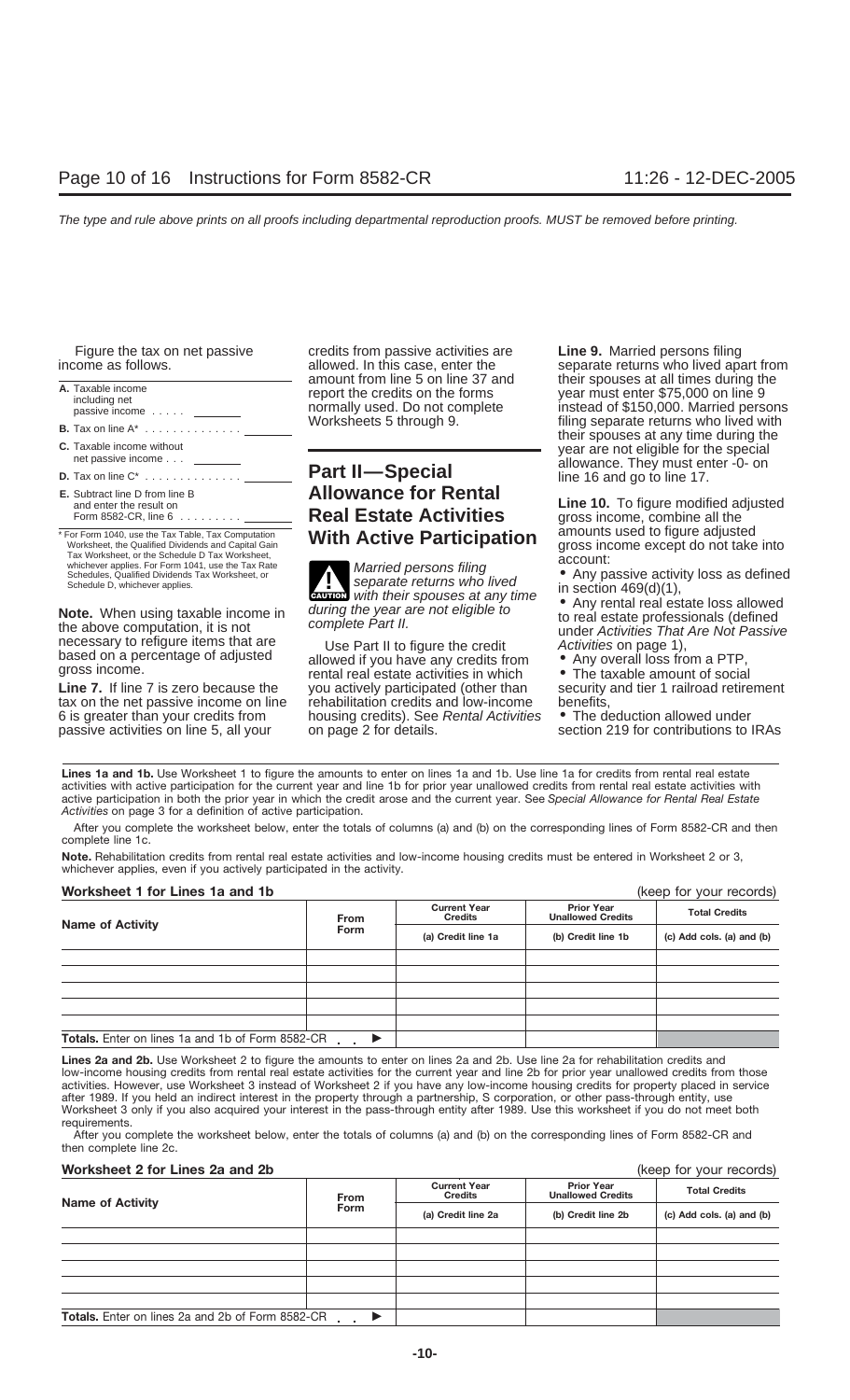Figure the tax on net passive income as follows.

| | |
|---|---|
| **A.** Taxable income including net passive income . . . . . | |
| **B.** Tax on line A* . . . . . . . . . . . . . . | |
| **C.** Taxable income without net passive income . . . | |
| **D.** Tax on line C* . . . . . . . . . . . . . . | |
| **E.** Subtract line D from line B and enter the result on Form 8582-CR, line 6 . . . . . . . . . | |

\* For Form 1040, use the Tax Table, Tax Computation Worksheet, the Qualified Dividends and Capital Gain Tax Worksheet, or the Schedule D Tax Worksheet, whichever applies. For Form 1041, use the Tax Rate Schedules, Qualified Dividends Tax Worksheet, or Schedule D, whichever applies.

**Note.** When using taxable income in the above computation, it is not necessary to refigure items that are based on a percentage of adjusted gross income.

**Line 7.** If line 7 is zero because the tax on the net passive income on line 6 is greater than your credits from passive activities on line 5, all your credits from passive activities are allowed. In this case, enter the amount from line 5 on line 37 and report the credits on the forms normally used. Do not complete Worksheets 5 through 9.

## Part II—Special Allowance for Rental Real Estate Activities With Active Participation

**CAUTION:** *Married persons filing separate returns who lived with their spouses at any time during the year are not eligible to complete Part II.*

Use Part II to figure the credit allowed if you have any credits from rental real estate activities in which you actively participated (other than rehabilitation credits and low-income housing credits). See *Rental Activities* on page 2 for details.

**Line 9.** Married persons filing separate returns who lived apart from their spouses at all times during the year must enter $75,000 on line 9 instead of $150,000. Married persons filing separate returns who lived with their spouses at any time during the year are not eligible for the special allowance. They must enter -0- on line 16 and go to line 17.

**Line 10.** To figure modified adjusted gross income, combine all the amounts used to figure adjusted gross income except do not take into account:

- Any passive activity loss as defined in section 469(d)(1),
- Any rental real estate loss allowed to real estate professionals (defined under *Activities That Are Not Passive Activities* on page 1),
- Any overall loss from a PTP,
- The taxable amount of social security and tier 1 railroad retirement benefits,
- The deduction allowed under section 219 for contributions to IRAs

**Lines 1a and 1b.** Use Worksheet 1 to figure the amounts to enter on lines 1a and 1b. Use line 1a for credits from rental real estate activities with active participation for the current year and line 1b for prior year unallowed credits from rental real estate activities with active participation in both the prior year in which the credit arose and the current year. See *Special Allowance for Rental Real Estate Activities* on page 3 for a definition of active participation.

After you complete the worksheet below, enter the totals of columns (a) and (b) on the corresponding lines of Form 8582-CR and then complete line 1c.

**Note.** Rehabilitation credits from rental real estate activities and low-income housing credits must be entered in Worksheet 2 or 3, whichever applies, even if you actively participated in the activity.

**Worksheet 1 for Lines 1a and 1b** (keep for your records)

| Name of Activity | From Form | Current Year Credits (a) Credit line 1a | Prior Year Unallowed Credits (b) Credit line 1b | Total Credits (c) Add cols. (a) and (b) |
|---|---|---|---|---|
| | | | | |
| | | | | |
| | | | | |
| | | | | |
| **Totals.** Enter on lines 1a and 1b of Form 8582-CR . . ▶ | | | | |

**Lines 2a and 2b.** Use Worksheet 2 to figure the amounts to enter on lines 2a and 2b. Use line 2a for rehabilitation credits and low-income housing credits from rental real estate activities for the current year and line 2b for prior year unallowed credits from those activities. However, use Worksheet 3 instead of Worksheet 2 if you have any low-income housing credits for property placed in service after 1989. If you held an indirect interest in the property through a partnership, S corporation, or other pass-through entity, use Worksheet 3 only if you also acquired your interest in the pass-through entity after 1989. Use this worksheet if you do not meet both requirements.

After you complete the worksheet below, enter the totals of columns (a) and (b) on the corresponding lines of Form 8582-CR and then complete line 2c.

**Worksheet 2 for Lines 2a and 2b** (keep for your records)

| Name of Activity | From Form | Current Year Credits (a) Credit line 2a | Prior Year Unallowed Credits (b) Credit line 2b | Total Credits (c) Add cols. (a) and (b) |
|---|---|---|---|---|
| | | | | |
| | | | | |
| | | | | |
| | | | | |
| **Totals.** Enter on lines 2a and 2b of Form 8582-CR . . ▶ | | | | |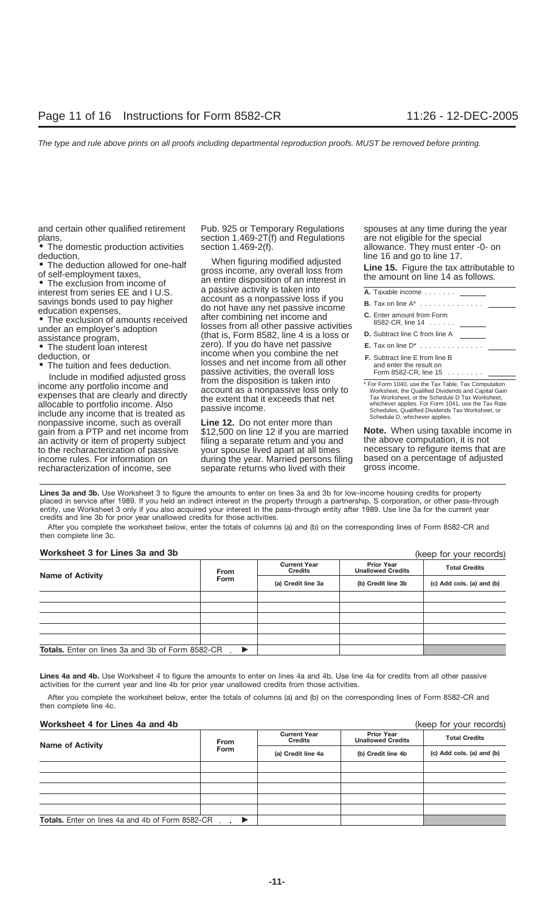and certain other qualified retirement plans,

- The domestic production activities deduction,
- The deduction allowed for one-half of self-employment taxes,
- The exclusion from income of interest from series EE and I U.S. savings bonds used to pay higher education expenses,
- The exclusion of amounts received under an employer's adoption assistance program,
- The student loan interest deduction, or
- The tuition and fees deduction.

Include in modified adjusted gross income any portfolio income and expenses that are clearly and directly allocable to portfolio income. Also include any income that is treated as nonpassive income, such as overall gain from a PTP and net income from an activity or item of property subject to the recharacterization of passive income rules. For information on recharacterization of income, see Pub. 925 or Temporary Regulations section 1.469-2T(f) and Regulations section 1.469-2(f).

When figuring modified adjusted gross income, any overall loss from an entire disposition of an interest in a passive activity is taken into account as a nonpassive loss if you do not have any net passive income after combining net income and losses from all other passive activities (that is, Form 8582, line 4 is a loss or zero). If you do have net passive income when you combine the net losses and net income from all other passive activities, the overall loss from the disposition is taken into account as a nonpassive loss only to the extent that it exceeds that net passive income.

**Line 12.** Do not enter more than $12,500 on line 12 if you are married filing a separate return and you and your spouse lived apart at all times during the year. Married persons filing separate returns who lived with their spouses at any time during the year are not eligible for the special allowance. They must enter -0- on line 16 and go to line 17.

**Line 15.** Figure the tax attributable to the amount on line 14 as follows.

| | |
|---|---|
| **A.** Taxable income | |
| **B.** Tax on line A* | |
| **C.** Enter amount from Form 8582-CR, line 14 | |
| **D.** Subtract line C from line A | |
| **E.** Tax on line D* | |
| **F.** Subtract line E from line B and enter the result on Form 8582-CR, line 15 | |

\* For Form 1040, use the Tax Table, Tax Computation Worksheet, the Qualified Dividends and Capital Gain Tax Worksheet, or the Schedule D Tax Worksheet, whichever applies. For Form 1041, use the Tax Rate Schedules, Qualified Dividends Tax Worksheet, or Schedule D, whichever applies.

**Note.** When using taxable income in the above computation, it is not necessary to refigure items that are based on a percentage of adjusted gross income.

**Lines 3a and 3b.** Use Worksheet 3 to figure the amounts to enter on lines 3a and 3b for low-income housing credits for property placed in service after 1989. If you held an indirect interest in the property through a partnership, S corporation, or other pass-through entity, use Worksheet 3 only if you also acquired your interest in the pass-through entity after 1989. Use line 3a for the current year credits and line 3b for prior year unallowed credits for those activities.

After you complete the worksheet below, enter the totals of columns (a) and (b) on the corresponding lines of Form 8582-CR and then complete line 3c.

**Worksheet 3 for Lines 3a and 3b** (keep for your records)

| Name of Activity | From Form | Current Year Credits (a) Credit line 3a | Prior Year Unallowed Credits (b) Credit line 3b | Total Credits (c) Add cols. (a) and (b) |
|---|---|---|---|---|
| | | | | |
| | | | | |
| | | | | |
| | | | | |
| | | | | |
| **Totals.** Enter on lines 3a and 3b of Form 8582-CR ▶ | | | | |

**Lines 4a and 4b.** Use Worksheet 4 to figure the amounts to enter on lines 4a and 4b. Use line 4a for credits from all other passive activities for the current year and line 4b for prior year unallowed credits from those activities.

After you complete the worksheet below, enter the totals of columns (a) and (b) on the corresponding lines of Form 8582-CR and then complete line 4c.

**Worksheet 4 for Lines 4a and 4b** (keep for your records)

| Name of Activity | From Form | Current Year Credits (a) Credit line 4a | Prior Year Unallowed Credits (b) Credit line 4b | Total Credits (c) Add cols. (a) and (b) |
|---|---|---|---|---|
| | | | | |
| | | | | |
| | | | | |
| | | | | |
| | | | | |
| **Totals.** Enter on lines 4a and 4b of Form 8582-CR ▶ | | | | |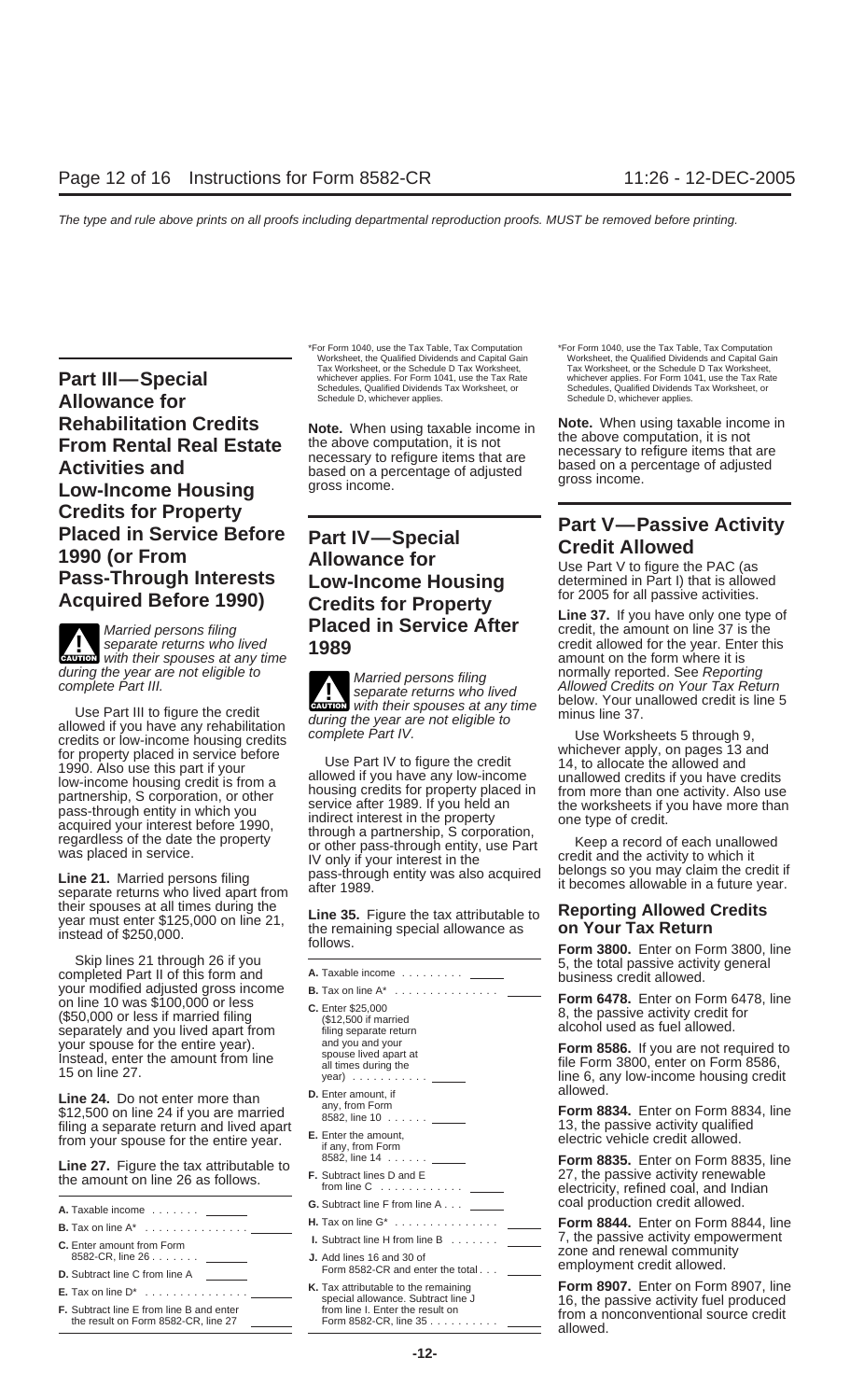## Part III—Special Allowance for Rehabilitation Credits From Rental Real Estate Activities and Low-Income Housing Credits for Property Placed in Service Before 1990 (or From Pass-Through Interests Acquired Before 1990)

**CAUTION** *Married persons filing separate returns who lived with their spouses at any time during the year are not eligible to complete Part III.*

Use Part III to figure the credit allowed if you have any rehabilitation credits or low-income housing credits for property placed in service before 1990. Also use this part if your low-income housing credit is from a partnership, S corporation, or other pass-through entity in which you acquired your interest before 1990, regardless of the date the property was placed in service.

**Line 21.** Married persons filing separate returns who lived apart from their spouses at all times during the year must enter $125,000 on line 21, instead of $250,000.

Skip lines 21 through 26 if you completed Part II of this form and your modified adjusted gross income on line 10 was $100,000 or less ($50,000 or less if married filing separately and you lived apart from your spouse for the entire year). Instead, enter the amount from line 15 on line 27.

**Line 24.** Do not enter more than $12,500 on line 24 if you are married filing a separate return and lived apart from your spouse for the entire year.

**Line 27.** Figure the tax attributable to the amount on line 26 as follows.

| | |
|---|---|
| **A.** Taxable income . . . . . . . | |
| **B.** Tax on line A* . . . . . . . . . . . . . . . | |
| **C.** Enter amount from Form 8582-CR, line 26 . . . . . . . | |
| **D.** Subtract line C from line A | |
| **E.** Tax on line D* . . . . . . . . . . . . . . . | |
| **F.** Subtract line E from line B and enter the result on Form 8582-CR, line 27 | |

*For Form 1040, use the Tax Table, Tax Computation Worksheet, the Qualified Dividends and Capital Gain Tax Worksheet, or the Schedule D Tax Worksheet, whichever applies. For Form 1041, use the Tax Rate Schedules, Qualified Dividends Tax Worksheet, or Schedule D, whichever applies.

**Note.** When using taxable income in the above computation, it is not necessary to refigure items that are based on a percentage of adjusted gross income.

## Part IV—Special Allowance for Low-Income Housing Credits for Property Placed in Service After 1989

**CAUTION** *Married persons filing separate returns who lived with their spouses at any time during the year are not eligible to complete Part IV.*

Use Part IV to figure the credit allowed if you have any low-income housing credits for property placed in service after 1989. If you held an indirect interest in the property through a partnership, S corporation, or other pass-through entity, use Part IV only if your interest in the pass-through entity was also acquired after 1989.

**Line 35.** Figure the tax attributable to the remaining special allowance as follows.

| | |
|---|---|
| **A.** Taxable income . . . . . . . . . | |
| **B.** Tax on line A* . . . . . . . . . . . . . . . | |
| **C.** Enter $25,000 ($12,500 if married filing separate return and you and your spouse lived apart at all times during the year) . . . . . . . . . . . | |
| **D.** Enter amount, if any, from Form 8582, line 10 . . . . . . | |
| **E.** Enter the amount, if any, from Form 8582, line 14 . . . . . . | |
| **F.** Subtract lines D and E from line C . . . . . . . . . . . | |
| **G.** Subtract line F from line A . . . | |
| **H.** Tax on line G* . . . . . . . . . . . . . . . | |
| **I.** Subtract line H from line B . . . . . . . | |
| **J.** Add lines 16 and 30 of Form 8582-CR and enter the total . . . | |
| **K.** Tax attributable to the remaining special allowance. Subtract line J from line I. Enter the result on Form 8582-CR, line 35 . . . . . . . . . . | |

*For Form 1040, use the Tax Table, Tax Computation Worksheet, the Qualified Dividends and Capital Gain Tax Worksheet, or the Schedule D Tax Worksheet, whichever applies. For Form 1041, use the Tax Rate Schedules, Qualified Dividends Tax Worksheet, or Schedule D, whichever applies.

**Note.** When using taxable income in the above computation, it is not necessary to refigure items that are based on a percentage of adjusted gross income.

## Part V—Passive Activity Credit Allowed

Use Part V to figure the PAC (as determined in Part I) that is allowed for 2005 for all passive activities.

**Line 37.** If you have only one type of credit, the amount on line 37 is the credit allowed for the year. Enter this amount on the form where it is normally reported. See *Reporting Allowed Credits on Your Tax Return* below. Your unallowed credit is line 5 minus line 37.

Use Worksheets 5 through 9, whichever apply, on pages 13 and 14, to allocate the allowed and unallowed credits if you have credits from more than one activity. Also use the worksheets if you have more than one type of credit.

Keep a record of each unallowed credit and the activity to which it belongs so you may claim the credit if it becomes allowable in a future year.

### Reporting Allowed Credits on Your Tax Return

**Form 3800.** Enter on Form 3800, line 5, the total passive activity general business credit allowed.

**Form 6478.** Enter on Form 6478, line 8, the passive activity credit for alcohol used as fuel allowed.

**Form 8586.** If you are not required to file Form 3800, enter on Form 8586, line 6, any low-income housing credit allowed.

**Form 8834.** Enter on Form 8834, line 13, the passive activity qualified electric vehicle credit allowed.

**Form 8835.** Enter on Form 8835, line 27, the passive activity renewable electricity, refined coal, and Indian coal production credit allowed.

**Form 8844.** Enter on Form 8844, line 7, the passive activity empowerment zone and renewal community employment credit allowed.

**Form 8907.** Enter on Form 8907, line 16, the passive activity fuel produced from a nonconventional source credit allowed.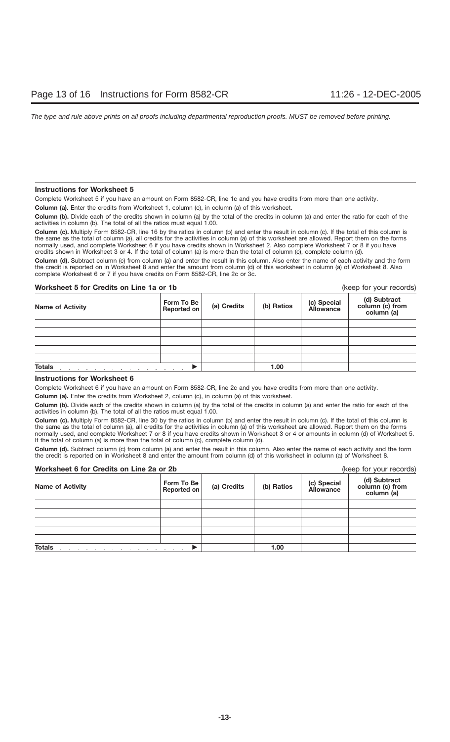### Instructions for Worksheet 5

Complete Worksheet 5 if you have an amount on Form 8582-CR, line 1c and you have credits from more than one activity.

**Column (a).** Enter the credits from Worksheet 1, column (c), in column (a) of this worksheet.

**Column (b).** Divide each of the credits shown in column (a) by the total of the credits in column (a) and enter the ratio for each of the activities in column (b). The total of all the ratios must equal 1.00.

**Column (c).** Multiply Form 8582-CR, line 16 by the ratios in column (b) and enter the result in column (c). If the total of this column is the same as the total of column (a), all credits for the activities in column (a) of this worksheet are allowed. Report them on the forms normally used, and complete Worksheet 6 if you have credits shown in Worksheet 2. Also complete Worksheet 7 or 8 if you have credits shown in Worksheet 3 or 4. If the total of column (a) is more than the total of column (c), complete column (d).

**Column (d).** Subtract column (c) from column (a) and enter the result in this column. Also enter the name of each activity and the form the credit is reported on in Worksheet 8 and enter the amount from column (d) of this worksheet in column (a) of Worksheet 8. Also complete Worksheet 6 or 7 if you have credits on Form 8582-CR, line 2c or 3c.

**Worksheet 5 for Credits on Line 1a or 1b** (keep for your records)

| Name of Activity | Form To Be Reported on | (a) Credits | (b) Ratios | (c) Special Allowance | (d) Subtract column (c) from column (a) |
|---|---|---|---|---|---|
| | | | | | |
| | | | | | |
| | | | | | |
| | | | | | |
| | | | | | |
| **Totals** . . . . . . . . . . . . . . ▶ | | | 1.00 | | |

### Instructions for Worksheet 6

Complete Worksheet 6 if you have an amount on Form 8582-CR, line 2c and you have credits from more than one activity.

**Column (a).** Enter the credits from Worksheet 2, column (c), in column (a) of this worksheet.

**Column (b).** Divide each of the credits shown in column (a) by the total of the credits in column (a) and enter the ratio for each of the activities in column (b). The total of all the ratios must equal 1.00.

**Column (c).** Multiply Form 8582-CR, line 30 by the ratios in column (b) and enter the result in column (c). If the total of this column is the same as the total of column (a), all credits for the activities in column (a) of this worksheet are allowed. Report them on the forms normally used, and complete Worksheet 7 or 8 if you have credits shown in Worksheet 3 or 4 or amounts in column (d) of Worksheet 5. If the total of column (a) is more than the total of column (c), complete column (d).

**Column (d).** Subtract column (c) from column (a) and enter the result in this column. Also enter the name of each activity and the form the credit is reported on in Worksheet 8 and enter the amount from column (d) of this worksheet in column (a) of Worksheet 8.

**Worksheet 6 for Credits on Line 2a or 2b** (keep for your records)

| Name of Activity | Form To Be Reported on | (a) Credits | (b) Ratios | (c) Special Allowance | (d) Subtract column (c) from column (a) |
|---|---|---|---|---|---|
| | | | | | |
| | | | | | |
| | | | | | |
| | | | | | |
| | | | | | |
| **Totals** . . . . . . . . . . . . . . ▶ | | | 1.00 | | |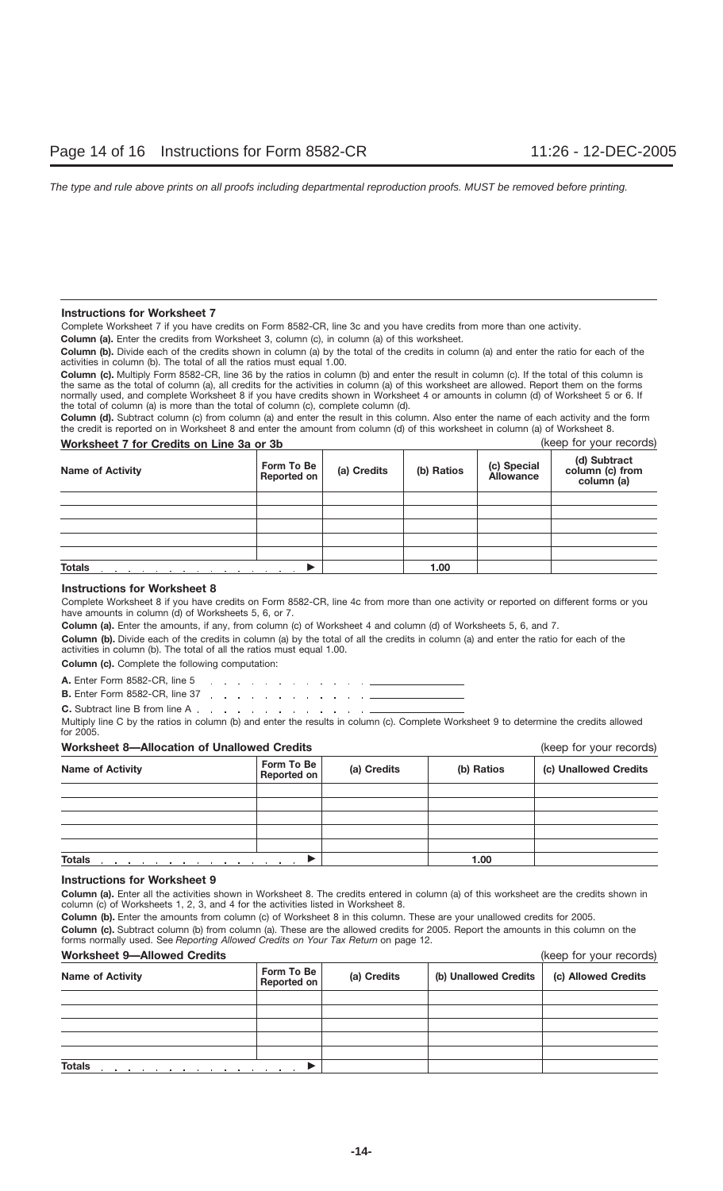### Instructions for Worksheet 7

Complete Worksheet 7 if you have credits on Form 8582-CR, line 3c and you have credits from more than one activity.

**Column (a).** Enter the credits from Worksheet 3, column (c), in column (a) of this worksheet.

**Column (b).** Divide each of the credits shown in column (a) by the total of the credits in column (a) and enter the ratio for each of the activities in column (b). The total of all the ratios must equal 1.00.

**Column (c).** Multiply Form 8582-CR, line 36 by the ratios in column (b) and enter the result in column (c). If the total of this column is the same as the total of column (a), all credits for the activities in column (a) of this worksheet are allowed. Report them on the forms normally used, and complete Worksheet 8 if you have credits shown in Worksheet 4 or amounts in column (d) of Worksheet 5 or 6. If the total of column (a) is more than the total of column (c), complete column (d).

**Column (d).** Subtract column (c) from column (a) and enter the result in this column. Also enter the name of each activity and the form the credit is reported on in Worksheet 8 and enter the amount from column (d) of this worksheet in column (a) of Worksheet 8.

**Worksheet 7 for Credits on Line 3a or 3b** (keep for your records)

| Name of Activity | Form To Be Reported on | (a) Credits | (b) Ratios | (c) Special Allowance | (d) Subtract column (c) from column (a) |
|---|---|---|---|---|---|
| | | | | | |
| | | | | | |
| | | | | | |
| | | | | | |
| | | | | | |
| **Totals** ▶ | | | 1.00 | | |

### Instructions for Worksheet 8

Complete Worksheet 8 if you have credits on Form 8582-CR, line 4c from more than one activity or reported on different forms or you have amounts in column (d) of Worksheets 5, 6, or 7.

**Column (a).** Enter the amounts, if any, from column (c) of Worksheet 4 and column (d) of Worksheets 5, 6, and 7.

**Column (b).** Divide each of the credits in column (a) by the total of all the credits in column (a) and enter the ratio for each of the activities in column (b). The total of all the ratios must equal 1.00.

**Column (c).** Complete the following computation:

**A.** Enter Form 8582-CR, line 5 . . . . . . . . . . . . \_\_\_\_\_\_\_\_\_\_

**B.** Enter Form 8582-CR, line 37 . . . . . . . . . . . . \_\_\_\_\_\_\_\_\_\_

**C.** Subtract line B from line A . . . . . . . . . . . . \_\_\_\_\_\_\_\_\_\_

Multiply line C by the ratios in column (b) and enter the results in column (c). Complete Worksheet 9 to determine the credits allowed for 2005.

**Worksheet 8—Allocation of Unallowed Credits** (keep for your records)

| Name of Activity | Form To Be Reported on | (a) Credits | (b) Ratios | (c) Unallowed Credits |
|---|---|---|---|---|
| | | | | |
| | | | | |
| | | | | |
| | | | | |
| | | | | |
| **Totals** ▶ | | | 1.00 | |

### Instructions for Worksheet 9

**Column (a).** Enter all the activities shown in Worksheet 8. The credits entered in column (a) of this worksheet are the credits shown in column (c) of Worksheets 1, 2, 3, and 4 for the activities listed in Worksheet 8.

**Column (b).** Enter the amounts from column (c) of Worksheet 8 in this column. These are your unallowed credits for 2005.

**Column (c).** Subtract column (b) from column (a). These are the allowed credits for 2005. Report the amounts in this column on the forms normally used. See *Reporting Allowed Credits on Your Tax Return* on page 12.

**Worksheet 9—Allowed Credits** (keep for your records)

| Name of Activity | Form To Be Reported on | (a) Credits | (b) Unallowed Credits | (c) Allowed Credits |
|---|---|---|---|---|
| | | | | |
| | | | | |
| | | | | |
| | | | | |
| | | | | |
| **Totals** ▶ | | | | |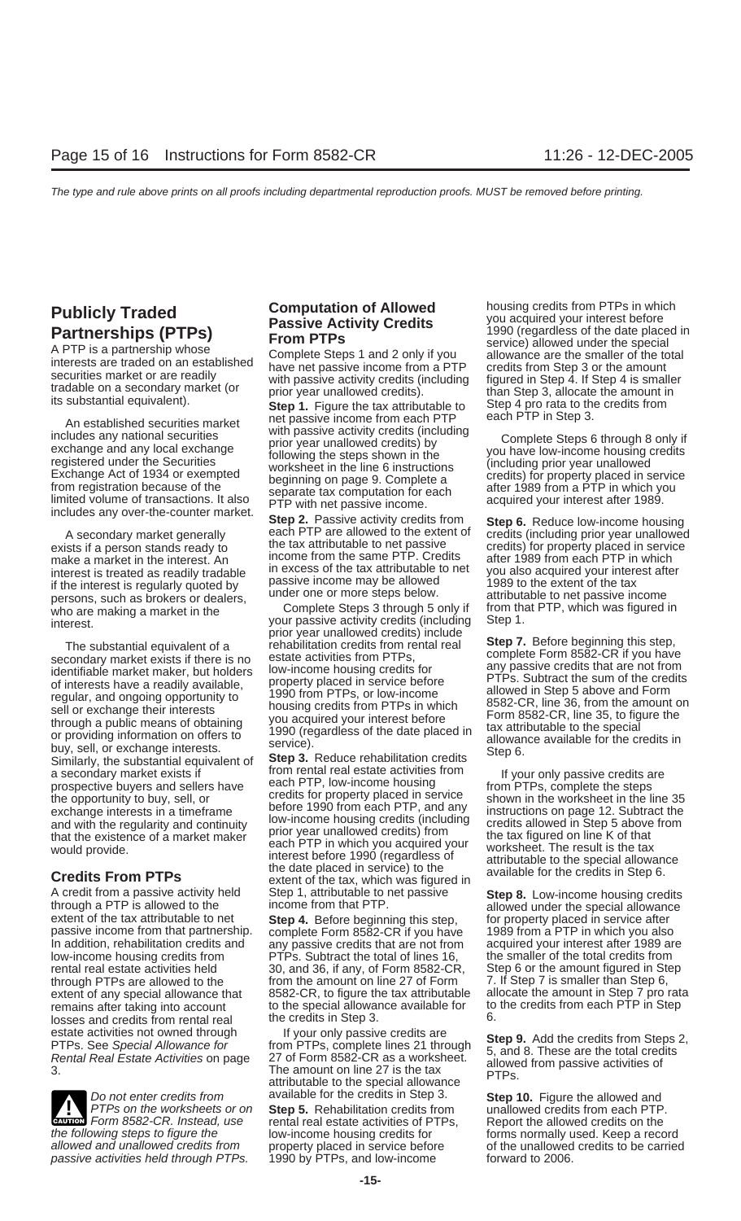## Publicly Traded Partnerships (PTPs)

A PTP is a partnership whose interests are traded on an established securities market or are readily tradable on a secondary market (or its substantial equivalent).

An established securities market includes any national securities exchange and any local exchange registered under the Securities Exchange Act of 1934 or exempted from registration because of the limited volume of transactions. It also includes any over-the-counter market.

A secondary market generally exists if a person stands ready to make a market in the interest. An interest is treated as readily tradable if the interest is regularly quoted by persons, such as brokers or dealers, who are making a market in the interest.

The substantial equivalent of a secondary market exists if there is no identifiable market maker, but holders of interests have a readily available, regular, and ongoing opportunity to sell or exchange their interests through a public means of obtaining or providing information on offers to buy, sell, or exchange interests. Similarly, the substantial equivalent of a secondary market exists if prospective buyers and sellers have the opportunity to buy, sell, or exchange interests in a timeframe and with the regularity and continuity that the existence of a market maker would provide.

## Credits From PTPs

A credit from a passive activity held through a PTP is allowed to the extent of the tax attributable to net passive income from that partnership. In addition, rehabilitation credits and low-income housing credits from rental real estate activities held through PTPs are allowed to the extent of any special allowance that remains after taking into account losses and credits from rental real estate activities not owned through PTPs. See *Special Allowance for Rental Real Estate Activities* on page 3.

**CAUTION** *Do not enter credits from PTPs on the worksheets or on Form 8582-CR. Instead, use the following steps to figure the allowed and unallowed credits from passive activities held through PTPs.*

## Computation of Allowed Passive Activity Credits From PTPs

Complete Steps 1 and 2 only if you have net passive income from a PTP with passive activity credits (including prior year unallowed credits).

**Step 1.** Figure the tax attributable to net passive income from each PTP with passive activity credits (including prior year unallowed credits) by following the steps shown in the worksheet in the line 6 instructions beginning on page 9. Complete a separate tax computation for each PTP with net passive income.

**Step 2.** Passive activity credits from each PTP are allowed to the extent of the tax attributable to net passive income from the same PTP. Credits in excess of the tax attributable to net passive income may be allowed under one or more steps below.

Complete Steps 3 through 5 only if your passive activity credits (including prior year unallowed credits) include rehabilitation credits from rental real estate activities from PTPs, low-income housing credits for property placed in service before 1990 from PTPs, or low-income housing credits from PTPs in which you acquired your interest before 1990 (regardless of the date placed in service).

**Step 3.** Reduce rehabilitation credits from rental real estate activities from each PTP, low-income housing credits for property placed in service before 1990 from each PTP, and any low-income housing credits (including prior year unallowed credits) from each PTP in which you acquired your interest before 1990 (regardless of the date placed in service) to the extent of the tax, which was figured in Step 1, attributable to net passive income from that PTP.

**Step 4.** Before beginning this step, complete Form 8582-CR if you have any passive credits that are not from PTPs. Subtract the total of lines 16, 30, and 36, if any, of Form 8582-CR, from the amount on line 27 of Form 8582-CR, to figure the tax attributable to the special allowance available for the credits in Step 3.

If your only passive credits are from PTPs, complete lines 21 through 27 of Form 8582-CR as a worksheet. The amount on line 27 is the tax attributable to the special allowance available for the credits in Step 3.

**Step 5.** Rehabilitation credits from rental real estate activities of PTPs, low-income housing credits for property placed in service before 1990 by PTPs, and low-income housing credits from PTPs in which you acquired your interest before 1990 (regardless of the date placed in service) allowed under the special allowance are the smaller of the total credits from Step 3 or the amount figured in Step 4. If Step 4 is smaller than Step 3, allocate the amount in Step 4 pro rata to the credits from each PTP in Step 3.

Complete Steps 6 through 8 only if you have low-income housing credits (including prior year unallowed credits) for property placed in service after 1989 from a PTP in which you acquired your interest after 1989.

**Step 6.** Reduce low-income housing credits (including prior year unallowed credits) for property placed in service after 1989 from each PTP in which you also acquired your interest after 1989 to the extent of the tax attributable to net passive income from that PTP, which was figured in Step 1.

**Step 7.** Before beginning this step, complete Form 8582-CR if you have any passive credits that are not from PTPs. Subtract the sum of the credits allowed in Step 5 above and Form 8582-CR, line 36, from the amount on Form 8582-CR, line 35, to figure the tax attributable to the special allowance available for the credits in Step 6.

If your only passive credits are from PTPs, complete the steps shown in the worksheet in the line 35 instructions on page 12. Subtract the credits allowed in Step 5 above from the tax figured on line K of that worksheet. The result is the tax attributable to the special allowance available for the credits in Step 6.

**Step 8.** Low-income housing credits allowed under the special allowance for property placed in service after 1989 from a PTP in which you also acquired your interest after 1989 are the smaller of the total credits from Step 6 or the amount figured in Step 7. If Step 7 is smaller than Step 6, allocate the amount in Step 7 pro rata to the credits from each PTP in Step 6.

**Step 9.** Add the credits from Steps 2, 5, and 8. These are the total credits allowed from passive activities of PTPs.

**Step 10.** Figure the allowed and unallowed credits from each PTP. Report the allowed credits on the forms normally used. Keep a record of the unallowed credits to be carried forward to 2006.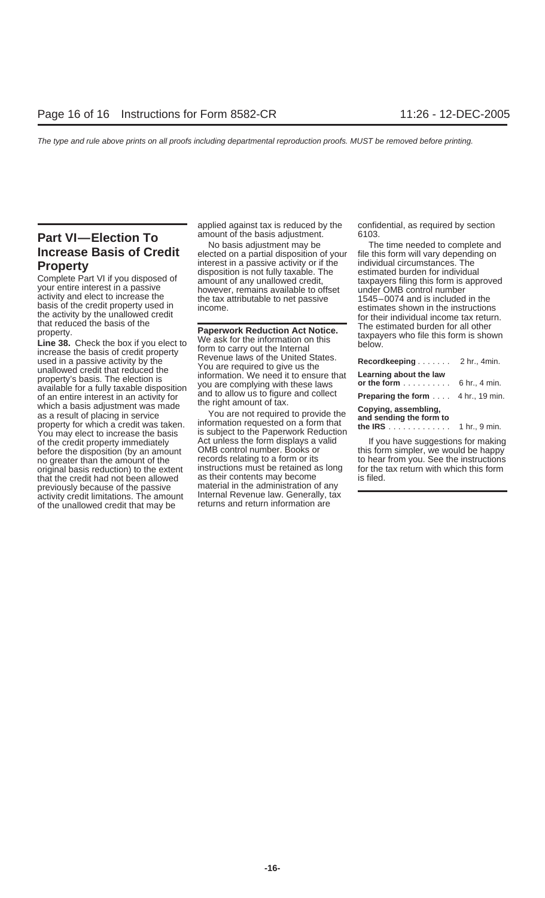## Part VI—Election To Increase Basis of Credit Property

Complete Part VI if you disposed of your entire interest in a passive activity and elect to increase the basis of the credit property used in the activity by the unallowed credit that reduced the basis of the property.

**Line 38.** Check the box if you elect to increase the basis of credit property used in a passive activity by the unallowed credit that reduced the property's basis. The election is available for a fully taxable disposition of an entire interest in an activity for which a basis adjustment was made as a result of placing in service property for which a credit was taken. You may elect to increase the basis of the credit property immediately before the disposition (by an amount no greater than the amount of the original basis reduction) to the extent that the credit had not been allowed previously because of the passive activity credit limitations. The amount of the unallowed credit that may be applied against tax is reduced by the amount of the basis adjustment.

No basis adjustment may be elected on a partial disposition of your interest in a passive activity or if the disposition is not fully taxable. The amount of any unallowed credit, however, remains available to offset the tax attributable to net passive income.

**Paperwork Reduction Act Notice.** We ask for the information on this form to carry out the Internal Revenue laws of the United States. You are required to give us the information. We need it to ensure that you are complying with these laws and to allow us to figure and collect the right amount of tax.

You are not required to provide the information requested on a form that is subject to the Paperwork Reduction Act unless the form displays a valid OMB control number. Books or records relating to a form or its instructions must be retained as long as their contents may become material in the administration of any Internal Revenue law. Generally, tax returns and return information are confidential, as required by section 6103.

The time needed to complete and file this form will vary depending on individual circumstances. The estimated burden for individual taxpayers filing this form is approved under OMB control number 1545–0074 and is included in the estimates shown in the instructions for their individual income tax return. The estimated burden for all other taxpayers who file this form is shown below.

| | |
|---|---|
| **Recordkeeping** | 2 hr., 4min. |
| **Learning about the law or the form** | 6 hr., 4 min. |
| **Preparing the form** | 4 hr., 19 min. |
| **Copying, assembling, and sending the form to the IRS** | 1 hr., 9 min. |

If you have suggestions for making this form simpler, we would be happy to hear from you. See the instructions for the tax return with which this form is filed.